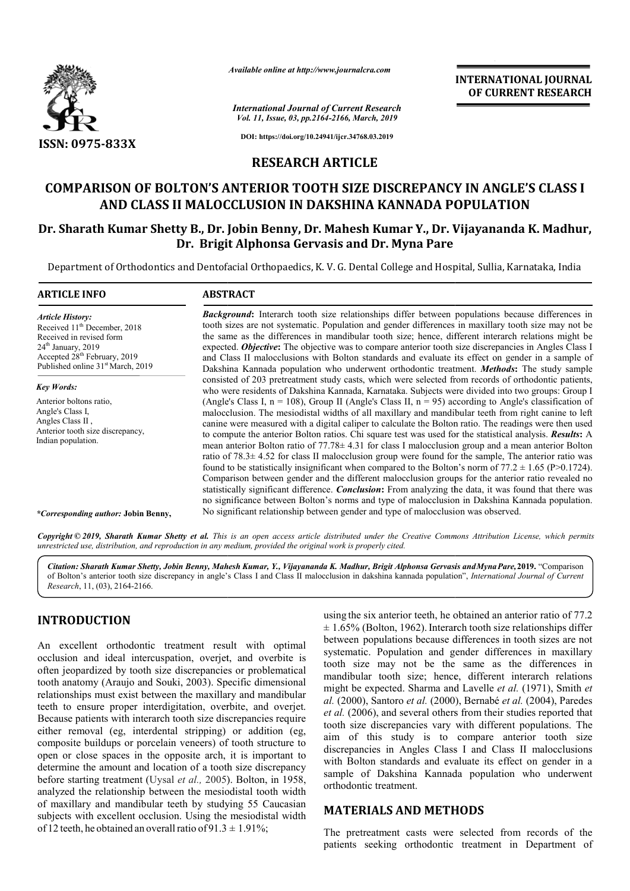*Available online at http://www.journalcra.com*

**ISSN: 0975-833X**

**INTERNATIONAL JOURNAL OF CURRENT RESEARCH**

*International Journal of Current Research*
*Vol. 11, Issue, 03, pp.2164-2166, March, 2019*

**DOI: https://doi.org/10.24941/ijcr.34768.03.2019**

## RESEARCH ARTICLE

# COMPARISON OF BOLTON'S ANTERIOR TOOTH SIZE DISCREPANCY IN ANGLE'S CLASS I AND CLASS II MALOCCLUSION IN DAKSHINA KANNADA POPULATION

**Dr. Sharath Kumar Shetty B., Dr. Jobin Benny, Dr. Mahesh Kumar Y., Dr. Vijayananda K. Madhur, Dr. Brigit Alphonsa Gervasis and Dr. Myna Pare**

Department of Orthodontics and Dentofacial Orthopaedics, K. V. G. Dental College and Hospital, Sullia, Karnataka, India

### ARTICLE INFO

*Article History:*
Received 11th December, 2018
Received in revised form 24th January, 2019
Accepted 28th February, 2019
Published online 31st March, 2019

*Key Words:*
Anterior boltons ratio,
Angle's Class I,
Angles Class II,
Anterior tooth size discrepancy,
Indian population.

**\*Corresponding author:** Jobin Benny,

### ABSTRACT

***Background*:** Interarch tooth size relationships differ between populations because differences in tooth sizes are not systematic. Population and gender differences in maxillary tooth size may not be the same as the differences in mandibular tooth size; hence, different interarch relations might be expected. ***Objective*:** The objective was to compare anterior tooth size discrepancies in Angles Class I and Class II malocclusions with Bolton standards and evaluate its effect on gender in a sample of Dakshina Kannada population who underwent orthodontic treatment. ***Methods*:** The study sample consisted of 203 pretreatment study casts, which were selected from records of orthodontic patients, who were residents of Dakshina Kannada, Karnataka. Subjects were divided into two groups: Group I (Angle's Class I, n = 108), Group II (Angle's Class II, n = 95) according to Angle's classification of malocclusion. The mesiodistal widths of all maxillary and mandibular teeth from right canine to left canine were measured with a digital caliper to calculate the Bolton ratio. The readings were then used to compute the anterior Bolton ratios. Chi square test was used for the statistical analysis. ***Results*:** A mean anterior Bolton ratio of 77.78± 4.31 for class I malocclusion group and a mean anterior Bolton ratio of 78.3± 4.52 for class II malocclusion group were found for the sample, The anterior ratio was found to be statistically insignificant when compared to the Bolton's norm of 77.2 ± 1.65 (P>0.1724). Comparison between gender and the different malocclusion groups for the anterior ratio revealed no statistically significant difference. ***Conclusion*:** From analyzing the data, it was found that there was no significance between Bolton's norms and type of malocclusion in Dakshina Kannada population. No significant relationship between gender and type of malocclusion was observed.

***Copyright © 2019, Sharath Kumar Shetty et al.*** *This is an open access article distributed under the Creative Commons Attribution License, which permits unrestricted use, distribution, and reproduction in any medium, provided the original work is properly cited.*

***Citation: Sharath Kumar Shetty, Jobin Benny, Mahesh Kumar, Y., Vijayananda K. Madhur, Brigit Alphonsa Gervasis andMyna Pare,* 2019.** "Comparison of Bolton's anterior tooth size discrepancy in angle's Class I and Class II malocclusion in dakshina kannada population", *International Journal of Current Research*, 11, (03), 2164-2166.

## INTRODUCTION

An excellent orthodontic treatment result with optimal occlusion and ideal intercuspation, overjet, and overbite is often jeopardized by tooth size discrepancies or problematical tooth anatomy (Araujo and Souki, 2003). Specific dimensional relationships must exist between the maxillary and mandibular teeth to ensure proper interdigitation, overbite, and overjet. Because patients with interarch tooth size discrepancies require either removal (eg, interdental stripping) or addition (eg, composite buildups or porcelain veneers) of tooth structure to open or close spaces in the opposite arch, it is important to determine the amount and location of a tooth size discrepancy before starting treatment (Uysal *et al.,* 2005). Bolton, in 1958, analyzed the relationship between the mesiodistal tooth width of maxillary and mandibular teeth by studying 55 Caucasian subjects with excellent occlusion. Using the mesiodistal width of 12 teeth, he obtained an overall ratio of 91.3 ± 1.91%; using the six anterior teeth, he obtained an anterior ratio of 77.2 ± 1.65% (Bolton, 1962). Interarch tooth size relationships differ between populations because differences in tooth sizes are not systematic. Population and gender differences in maxillary tooth size may not be the same as the differences in mandibular tooth size; hence, different interarch relations might be expected. Sharma and Lavelle *et al.* (1971), Smith *et al.* (2000), Santoro *et al.* (2000), Bernabé *et al.* (2004), Paredes *et al.* (2006), and several others from their studies reported that tooth size discrepancies vary with different populations. The aim of this study is to compare anterior tooth size discrepancies in Angles Class I and Class II malocclusions with Bolton standards and evaluate its effect on gender in a sample of Dakshina Kannada population who underwent orthodontic treatment.

## MATERIALS AND METHODS

The pretreatment casts were selected from records of the patients seeking orthodontic treatment in Department of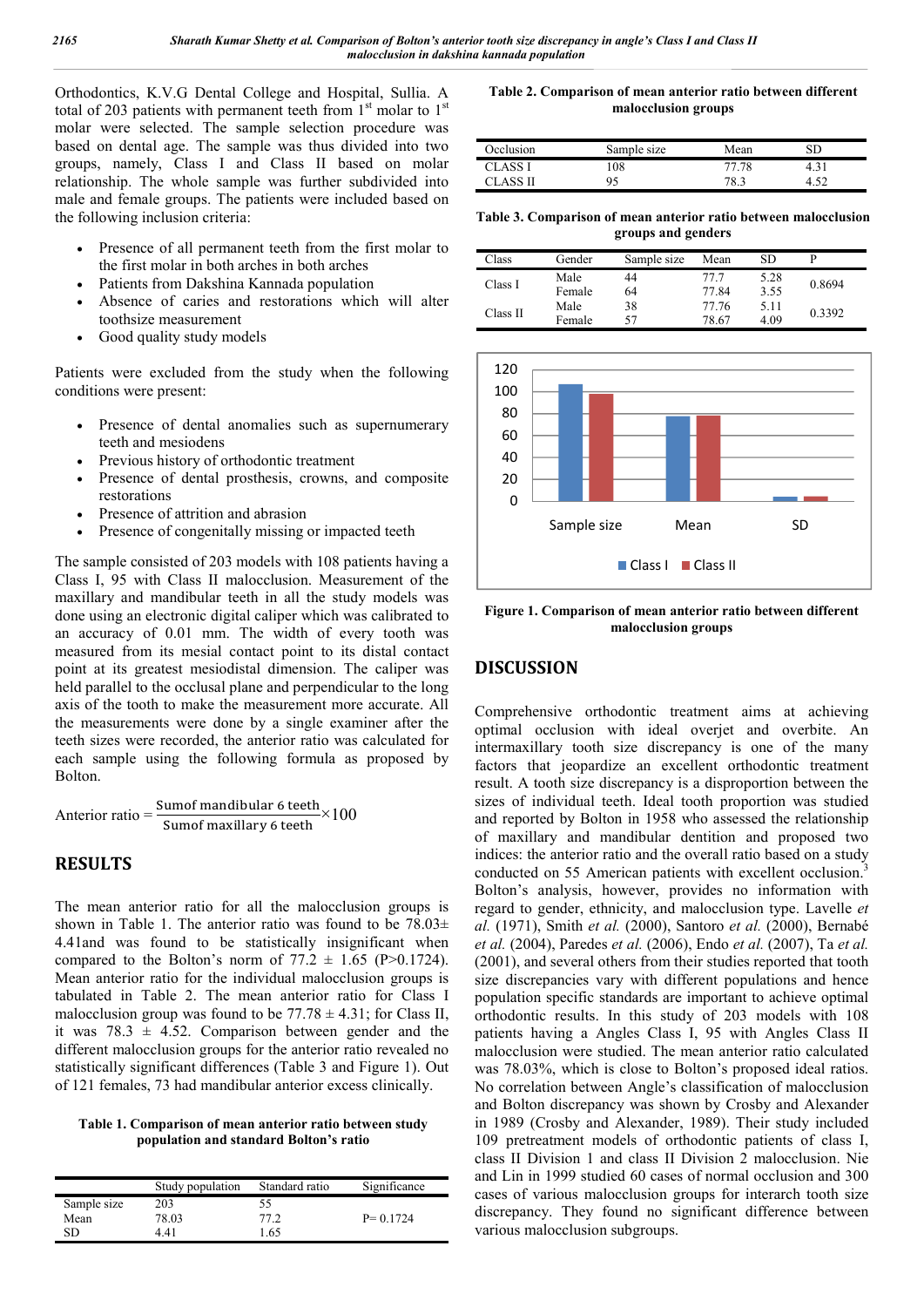Orthodontics, K.V.G Dental College and Hospital, Sullia. A total of 203 patients with permanent teeth from 1st molar to 1st molar were selected. The sample selection procedure was based on dental age. The sample was thus divided into two groups, namely, Class I and Class II based on molar relationship. The whole sample was further subdivided into male and female groups. The patients were included based on the following inclusion criteria:

- Presence of all permanent teeth from the first molar to the first molar in both arches in both arches
- Patients from Dakshina Kannada population
- Absence of caries and restorations which will alter toothsize measurement
- Good quality study models

Patients were excluded from the study when the following conditions were present:

- Presence of dental anomalies such as supernumerary teeth and mesiodens
- Previous history of orthodontic treatment
- Presence of dental prosthesis, crowns, and composite restorations
- Presence of attrition and abrasion
- Presence of congenitally missing or impacted teeth

The sample consisted of 203 models with 108 patients having a Class I, 95 with Class II malocclusion. Measurement of the maxillary and mandibular teeth in all the study models was done using an electronic digital caliper which was calibrated to an accuracy of 0.01 mm. The width of every tooth was measured from its mesial contact point to its distal contact point at its greatest mesiodistal dimension. The caliper was held parallel to the occlusal plane and perpendicular to the long axis of the tooth to make the measurement more accurate. All the measurements were done by a single examiner after the teeth sizes were recorded, the anterior ratio was calculated for each sample using the following formula as proposed by Bolton.

$$\text{Anterior ratio} = \frac{\text{Sumof mandibular 6 teeth}}{\text{Sumof maxillary 6 teeth}} \times 100$$

## RESULTS

The mean anterior ratio for all the malocclusion groups is shown in Table 1. The anterior ratio was found to be 78.03± 4.41and was found to be statistically insignificant when compared to the Bolton's norm of 77.2 ± 1.65 (P>0.1724). Mean anterior ratio for the individual malocclusion groups is tabulated in Table 2. The mean anterior ratio for Class I malocclusion group was found to be 77.78 ± 4.31; for Class II, it was 78.3 ± 4.52. Comparison between gender and the different malocclusion groups for the anterior ratio revealed no statistically significant differences (Table 3 and Figure 1). Out of 121 females, 73 had mandibular anterior excess clinically.

**Table 1. Comparison of mean anterior ratio between study population and standard Bolton's ratio**

| | Study population | Standard ratio | Significance |
|---|---|---|---|
| Sample size | 203 | 55 | |
| Mean | 78.03 | 77.2 | P= 0.1724 |
| SD | 4.41 | 1.65 | |

**Table 2. Comparison of mean anterior ratio between different malocclusion groups**

| Occlusion | Sample size | Mean | SD |
|---|---|---|---|
| CLASS I | 108 | 77.78 | 4.31 |
| CLASS II | 95 | 78.3 | 4.52 |

**Table 3. Comparison of mean anterior ratio between malocclusion groups and genders**

| Class | Gender | Sample size | Mean | SD | P |
|---|---|---|---|---|---|
| Class I | Male | 44 | 77.7 | 5.28 | 0.8694 |
| | Female | 64 | 77.84 | 3.55 | |
| Class II | Male | 38 | 77.76 | 5.11 | 0.3392 |
| | Female | 57 | 78.67 | 4.09 | |

**Figure 1. Comparison of mean anterior ratio between different malocclusion groups**

## DISCUSSION

Comprehensive orthodontic treatment aims at achieving optimal occlusion with ideal overjet and overbite. An intermaxillary tooth size discrepancy is one of the many factors that jeopardize an excellent orthodontic treatment result. A tooth size discrepancy is a disproportion between the sizes of individual teeth. Ideal tooth proportion was studied and reported by Bolton in 1958 who assessed the relationship of maxillary and mandibular dentition and proposed two indices: the anterior ratio and the overall ratio based on a study conducted on 55 American patients with excellent occlusion.[3] Bolton's analysis, however, provides no information with regard to gender, ethnicity, and malocclusion type. Lavelle *et al.* (1971), Smith *et al.* (2000), Santoro *et al.* (2000), Bernabé *et al.* (2004), Paredes *et al.* (2006), Endo *et al.* (2007), Ta *et al.* (2001), and several others from their studies reported that tooth size discrepancies vary with different populations and hence population specific standards are important to achieve optimal orthodontic results. In this study of 203 models with 108 patients having a Angles Class I, 95 with Angles Class II malocclusion were studied. The mean anterior ratio calculated was 78.03%, which is close to Bolton's proposed ideal ratios. No correlation between Angle's classification of malocclusion and Bolton discrepancy was shown by Crosby and Alexander in 1989 (Crosby and Alexander, 1989). Their study included 109 pretreatment models of orthodontic patients of class I, class II Division 1 and class II Division 2 malocclusion. Nie and Lin in 1999 studied 60 cases of normal occlusion and 300 cases of various malocclusion groups for interarch tooth size discrepancy. They found no significant difference between various malocclusion subgroups.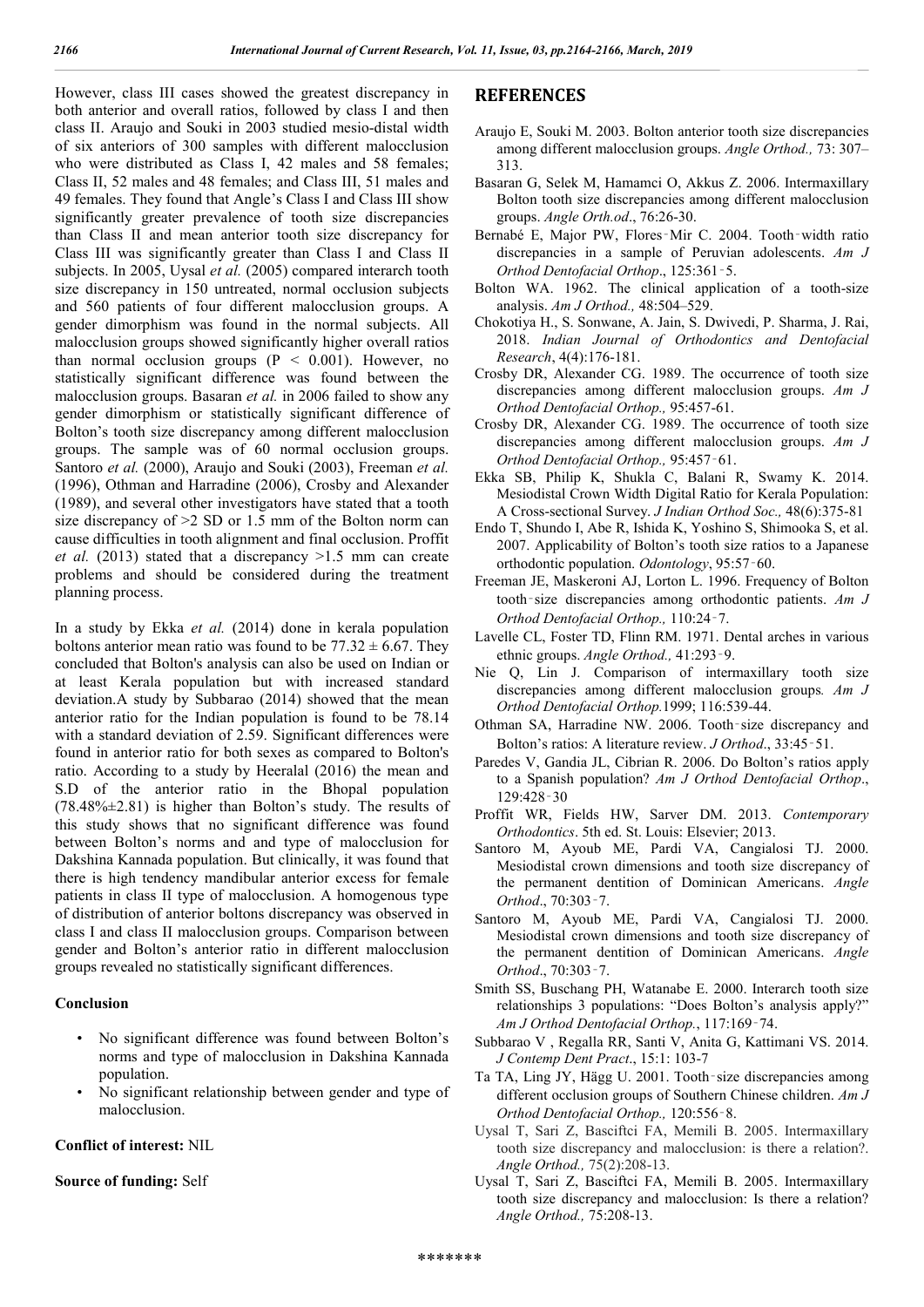However, class III cases showed the greatest discrepancy in both anterior and overall ratios, followed by class I and then class II. Araujo and Souki in 2003 studied mesio-distal width of six anteriors of 300 samples with different malocclusion who were distributed as Class I, 42 males and 58 females; Class II, 52 males and 48 females; and Class III, 51 males and 49 females. They found that Angle's Class I and Class III show significantly greater prevalence of tooth size discrepancies than Class II and mean anterior tooth size discrepancy for Class III was significantly greater than Class I and Class II subjects. In 2005, Uysal *et al.* (2005) compared interarch tooth size discrepancy in 150 untreated, normal occlusion subjects and 560 patients of four different malocclusion groups. A gender dimorphism was found in the normal subjects. All malocclusion groups showed significantly higher overall ratios than normal occlusion groups ($P < 0.001$). However, no statistically significant difference was found between the malocclusion groups. Basaran *et al.* in 2006 failed to show any gender dimorphism or statistically significant difference of Bolton's tooth size discrepancy among different malocclusion groups. The sample was of 60 normal occlusion groups. Santoro *et al.* (2000), Araujo and Souki (2003), Freeman *et al.* (1996), Othman and Harradine (2006), Crosby and Alexander (1989), and several other investigators have stated that a tooth size discrepancy of >2 SD or 1.5 mm of the Bolton norm can cause difficulties in tooth alignment and final occlusion. Proffit *et al.* (2013) stated that a discrepancy >1.5 mm can create problems and should be considered during the treatment planning process.

In a study by Ekka *et al.* (2014) done in kerala population boltons anterior mean ratio was found to be $77.32 \pm 6.67$. They concluded that Bolton's analysis can also be used on Indian or at least Kerala population but with increased standard deviation.A study by Subbarao (2014) showed that the mean anterior ratio for the Indian population is found to be 78.14 with a standard deviation of 2.59. Significant differences were found in anterior ratio for both sexes as compared to Bolton's ratio. According to a study by Heeralal (2016) the mean and S.D of the anterior ratio in the Bhopal population (78.48%±2.81) is higher than Bolton's study. The results of this study shows that no significant difference was found between Bolton's norms and and type of malocclusion for Dakshina Kannada population. But clinically, it was found that there is high tendency mandibular anterior excess for female patients in class II type of malocclusion. A homogenous type of distribution of anterior boltons discrepancy was observed in class I and class II malocclusion groups. Comparison between gender and Bolton's anterior ratio in different malocclusion groups revealed no statistically significant differences.

### Conclusion

- No significant difference was found between Bolton's norms and type of malocclusion in Dakshina Kannada population.
- No significant relationship between gender and type of malocclusion.

**Conflict of interest:** NIL

**Source of funding:** Self

## REFERENCES

Araujo E, Souki M. 2003. Bolton anterior tooth size discrepancies among different malocclusion groups. *Angle Orthod.,* 73: 307–313.

Basaran G, Selek M, Hamamci O, Akkus Z. 2006. Intermaxillary Bolton tooth size discrepancies among different malocclusion groups. *Angle Orth.od*., 76:26-30.

Bernabé E, Major PW, Flores‑Mir C. 2004. Tooth‑width ratio discrepancies in a sample of Peruvian adolescents. *Am J Orthod Dentofacial Orthop*., 125:361‑5.

Bolton WA. 1962. The clinical application of a tooth-size analysis. *Am J Orthod.,* 48:504–529.

Chokotiya H., S. Sonwane, A. Jain, S. Dwivedi, P. Sharma, J. Rai, 2018. *Indian Journal of Orthodontics and Dentofacial Research*, 4(4):176-181.

Crosby DR, Alexander CG. 1989. The occurrence of tooth size discrepancies among different malocclusion groups. *Am J Orthod Dentofacial Orthop.,* 95:457-61.

Crosby DR, Alexander CG. 1989. The occurrence of tooth size discrepancies among different malocclusion groups. *Am J Orthod Dentofacial Orthop.,* 95:457‑61.

Ekka SB, Philip K, Shukla C, Balani R, Swamy K. 2014. Mesiodistal Crown Width Digital Ratio for Kerala Population: A Cross-sectional Survey. *J Indian Orthod Soc.,* 48(6):375-81

Endo T, Shundo I, Abe R, Ishida K, Yoshino S, Shimooka S, et al. 2007. Applicability of Bolton's tooth size ratios to a Japanese orthodontic population. *Odontology*, 95:57‑60.

Freeman JE, Maskeroni AJ, Lorton L. 1996. Frequency of Bolton tooth‑size discrepancies among orthodontic patients. *Am J Orthod Dentofacial Orthop.,* 110:24‑7.

Lavelle CL, Foster TD, Flinn RM. 1971. Dental arches in various ethnic groups. *Angle Orthod.,* 41:293‑9.

Nie Q, Lin J. Comparison of intermaxillary tooth size discrepancies among different malocclusion groups*. Am J Orthod Dentofacial Orthop.*1999; 116:539-44.

Othman SA, Harradine NW. 2006. Tooth‑size discrepancy and Bolton's ratios: A literature review. *J Orthod*., 33:45‑51.

Paredes V, Gandia JL, Cibrian R. 2006. Do Bolton's ratios apply to a Spanish population? *Am J Orthod Dentofacial Orthop*., 129:428‑30

Proffit WR, Fields HW, Sarver DM. 2013. *Contemporary Orthodontics*. 5th ed. St. Louis: Elsevier; 2013.

Santoro M, Ayoub ME, Pardi VA, Cangialosi TJ. 2000. Mesiodistal crown dimensions and tooth size discrepancy of the permanent dentition of Dominican Americans. *Angle Orthod*., 70:303‑7.

Santoro M, Ayoub ME, Pardi VA, Cangialosi TJ. 2000. Mesiodistal crown dimensions and tooth size discrepancy of the permanent dentition of Dominican Americans. *Angle Orthod*., 70:303‑7.

Smith SS, Buschang PH, Watanabe E. 2000. Interarch tooth size relationships 3 populations: "Does Bolton's analysis apply?" *Am J Orthod Dentofacial Orthop.*, 117:169‑74.

Subbarao V , Regalla RR, Santi V, Anita G, Kattimani VS. 2014. *J Contemp Dent Pract*., 15:1: 103-7

Ta TA, Ling JY, Hägg U. 2001. Tooth‑size discrepancies among different occlusion groups of Southern Chinese children. *Am J Orthod Dentofacial Orthop.,* 120:556‑8.

Uysal T, Sari Z, Basciftci FA, Memili B. 2005. Intermaxillary tooth size discrepancy and malocclusion: is there a relation?. *Angle Orthod.,* 75(2):208-13.

Uysal T, Sari Z, Basciftci FA, Memili B. 2005. Intermaxillary tooth size discrepancy and malocclusion: Is there a relation? *Angle Orthod.,* 75:208-13.

\*\*\*\*\*\*\*